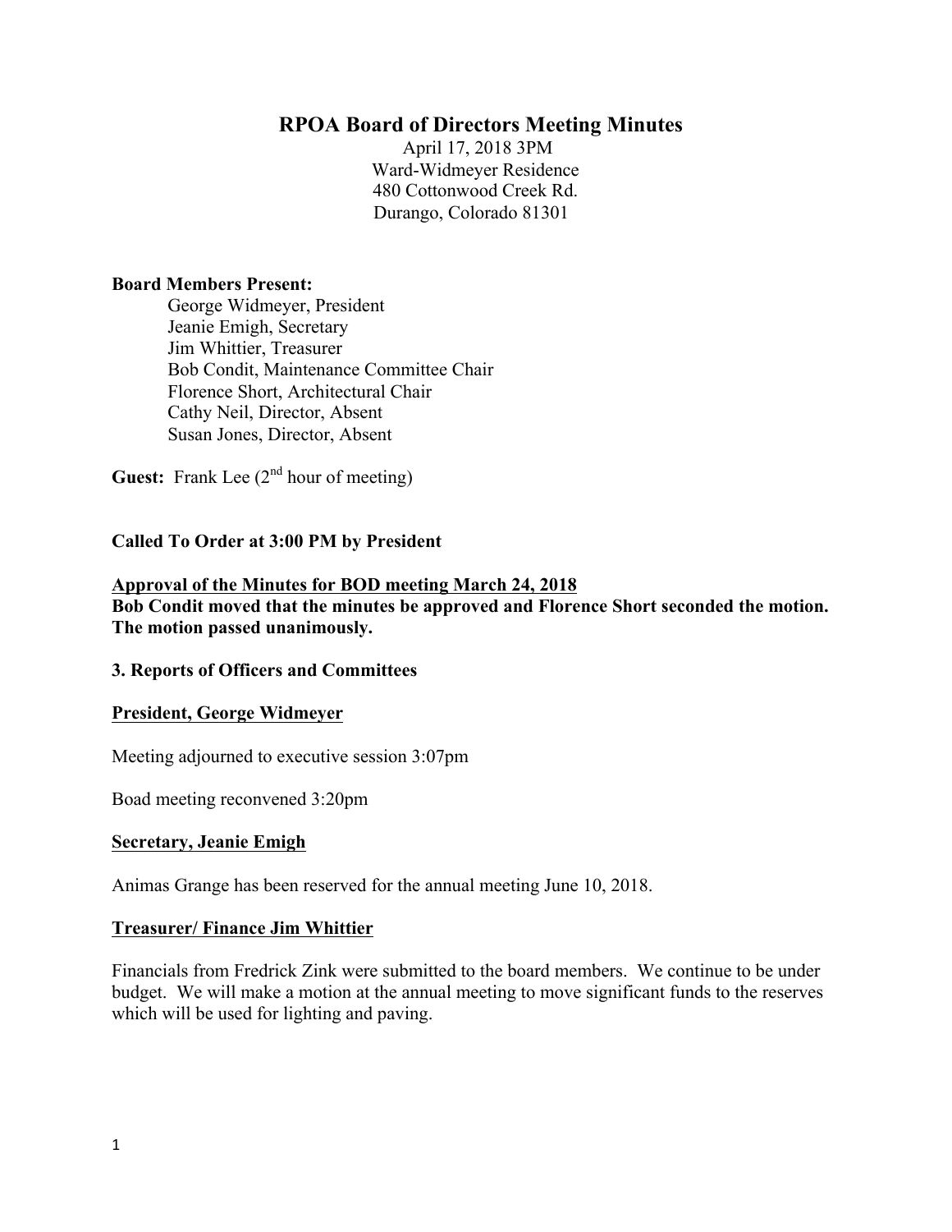# RPOA Board of Directors Meeting Minutes

April 17, 2018 3PM
Ward-Widmeyer Residence
480 Cottonwood Creek Rd.
Durango, Colorado 81301

**Board Members Present:**

George Widmeyer, President
Jeanie Emigh, Secretary
Jim Whittier, Treasurer
Bob Condit, Maintenance Committee Chair
Florence Short, Architectural Chair
Cathy Neil, Director, Absent
Susan Jones, Director, Absent

**Guest:** Frank Lee (2nd hour of meeting)

**Called To Order at 3:00 PM by President**

**<u>Approval of the Minutes for BOD meeting March 24, 2018</u>**
**Bob Condit moved that the minutes be approved and Florence Short seconded the motion. The motion passed unanimously.**

**3. Reports of Officers and Committees**

**<u>President, George Widmeyer</u>**

Meeting adjourned to executive session 3:07pm

Boad meeting reconvened 3:20pm

**<u>Secretary, Jeanie Emigh</u>**

Animas Grange has been reserved for the annual meeting June 10, 2018.

**<u>Treasurer/ Finance Jim Whittier</u>**

Financials from Fredrick Zink were submitted to the board members. We continue to be under budget. We will make a motion at the annual meeting to move significant funds to the reserves which will be used for lighting and paving.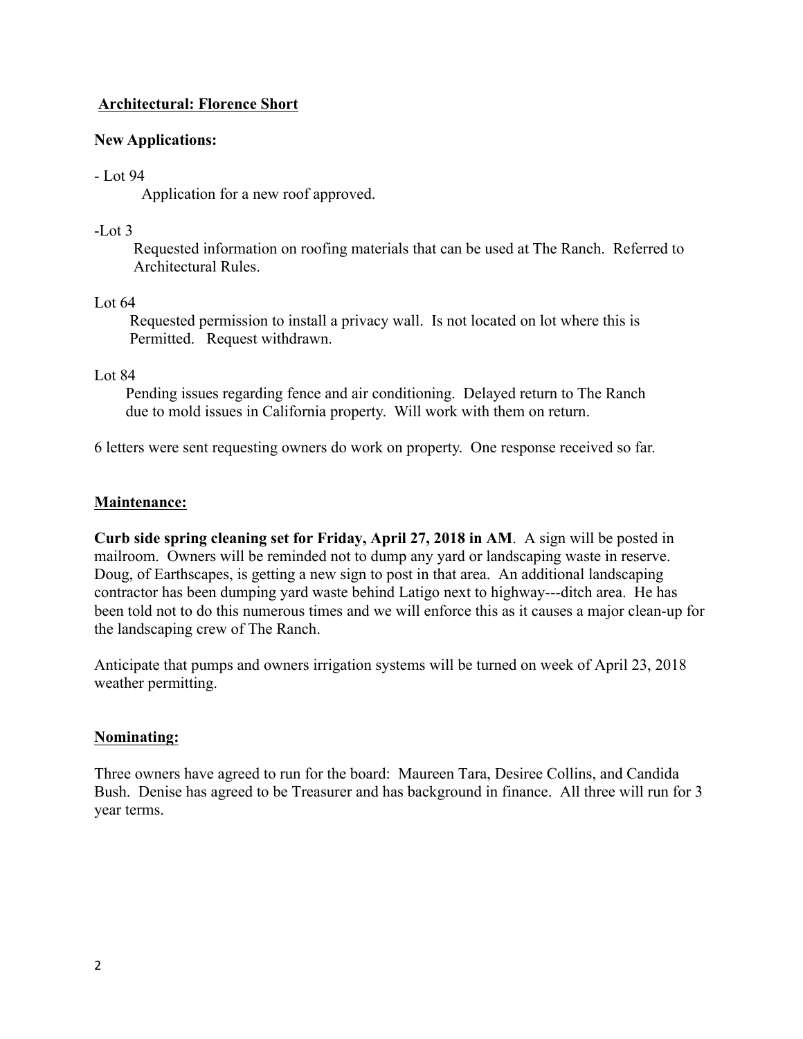**Architectural: Florence Short**

**New Applications:**

- Lot 94

  Application for a new roof approved.

-Lot 3

  Requested information on roofing materials that can be used at The Ranch. Referred to Architectural Rules.

Lot 64

  Requested permission to install a privacy wall. Is not located on lot where this is Permitted. Request withdrawn.

Lot 84

  Pending issues regarding fence and air conditioning. Delayed return to The Ranch due to mold issues in California property. Will work with them on return.

6 letters were sent requesting owners do work on property. One response received so far.

**Maintenance:**

**Curb side spring cleaning set for Friday, April 27, 2018 in AM**. A sign will be posted in mailroom. Owners will be reminded not to dump any yard or landscaping waste in reserve. Doug, of Earthscapes, is getting a new sign to post in that area. An additional landscaping contractor has been dumping yard waste behind Latigo next to highway---ditch area. He has been told not to do this numerous times and we will enforce this as it causes a major clean-up for the landscaping crew of The Ranch.

Anticipate that pumps and owners irrigation systems will be turned on week of April 23, 2018 weather permitting.

**Nominating:**

Three owners have agreed to run for the board: Maureen Tara, Desiree Collins, and Candida Bush. Denise has agreed to be Treasurer and has background in finance. All three will run for 3 year terms.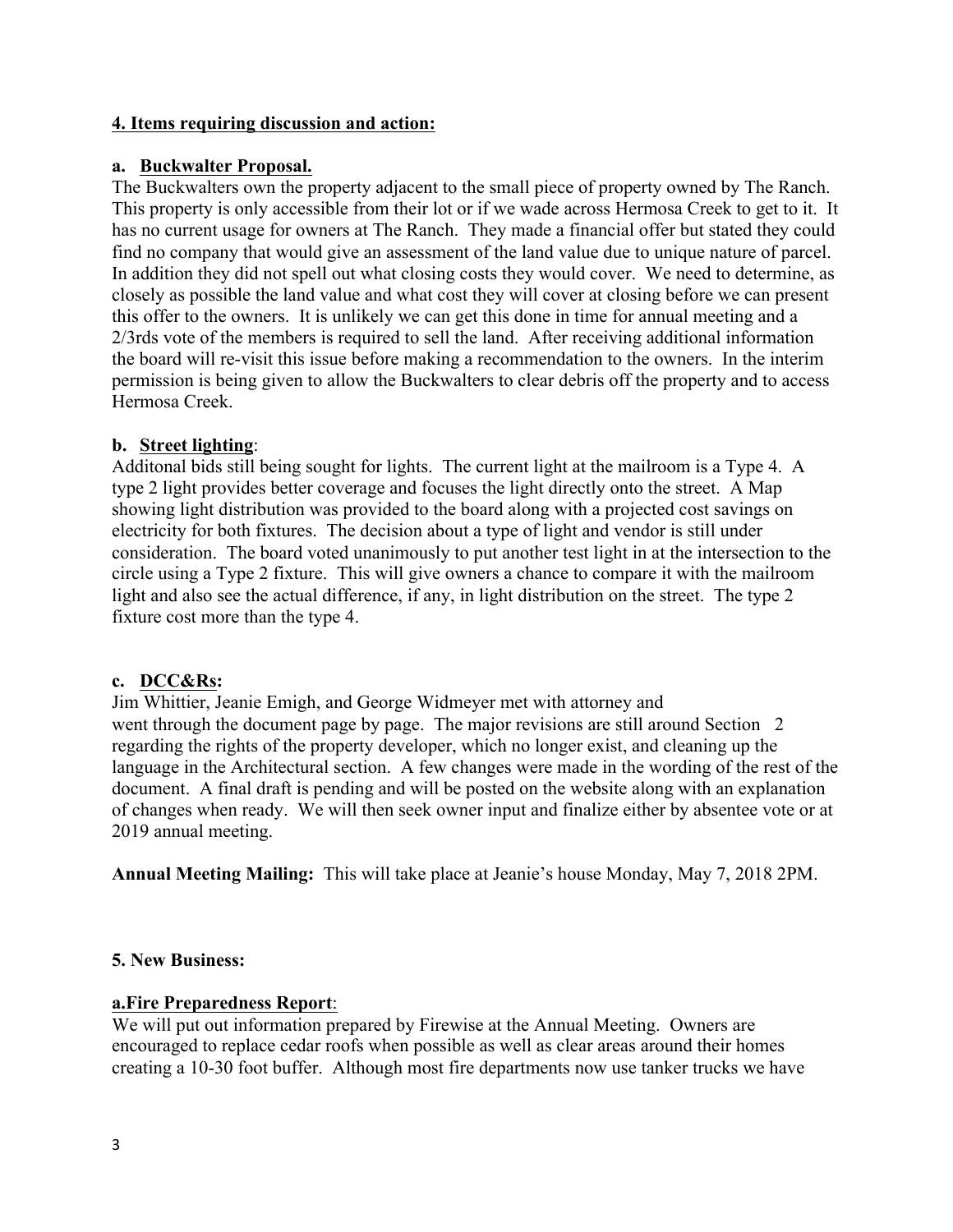**4. Items requiring discussion and action:**

**a. Buckwalter Proposal.**

The Buckwalters own the property adjacent to the small piece of property owned by The Ranch. This property is only accessible from their lot or if we wade across Hermosa Creek to get to it. It has no current usage for owners at The Ranch. They made a financial offer but stated they could find no company that would give an assessment of the land value due to unique nature of parcel. In addition they did not spell out what closing costs they would cover. We need to determine, as closely as possible the land value and what cost they will cover at closing before we can present this offer to the owners. It is unlikely we can get this done in time for annual meeting and a 2/3rds vote of the members is required to sell the land. After receiving additional information the board will re-visit this issue before making a recommendation to the owners. In the interim permission is being given to allow the Buckwalters to clear debris off the property and to access Hermosa Creek.

**b. Street lighting**:

Additonal bids still being sought for lights. The current light at the mailroom is a Type 4. A type 2 light provides better coverage and focuses the light directly onto the street. A Map showing light distribution was provided to the board along with a projected cost savings on electricity for both fixtures. The decision about a type of light and vendor is still under consideration. The board voted unanimously to put another test light in at the intersection to the circle using a Type 2 fixture. This will give owners a chance to compare it with the mailroom light and also see the actual difference, if any, in light distribution on the street. The type 2 fixture cost more than the type 4.

**c. DCC&Rs:**

Jim Whittier, Jeanie Emigh, and George Widmeyer met with attorney and went through the document page by page. The major revisions are still around Section 2 regarding the rights of the property developer, which no longer exist, and cleaning up the language in the Architectural section. A few changes were made in the wording of the rest of the document. A final draft is pending and will be posted on the website along with an explanation of changes when ready. We will then seek owner input and finalize either by absentee vote or at 2019 annual meeting.

**Annual Meeting Mailing:** This will take place at Jeanie's house Monday, May 7, 2018 2PM.

**5. New Business:**

**a.Fire Preparedness Report**:

We will put out information prepared by Firewise at the Annual Meeting. Owners are encouraged to replace cedar roofs when possible as well as clear areas around their homes creating a 10-30 foot buffer. Although most fire departments now use tanker trucks we have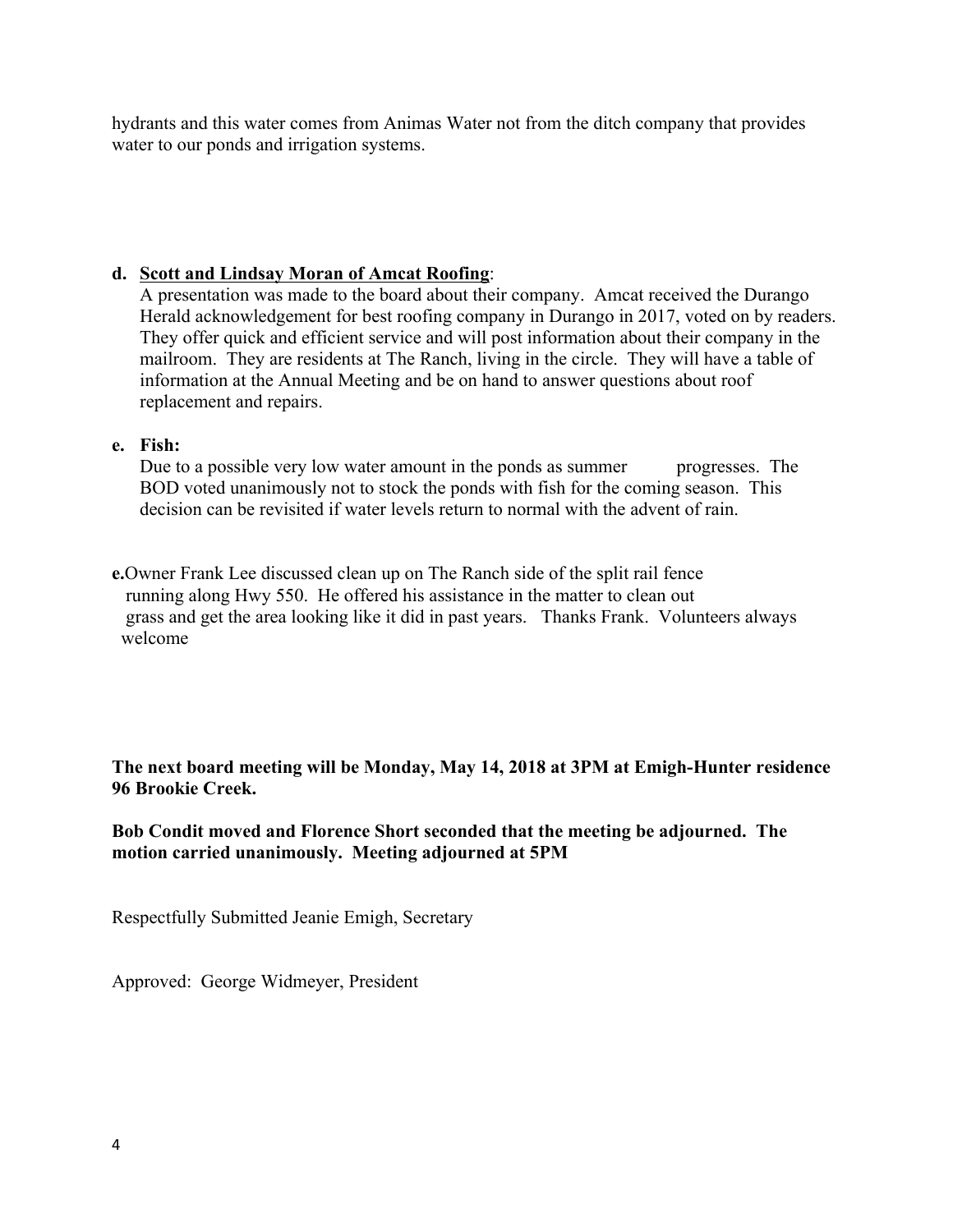hydrants and this water comes from Animas Water not from the ditch company that provides water to our ponds and irrigation systems.

**d. <u>Scott and Lindsay Moran of Amcat Roofing</u>**:
A presentation was made to the board about their company. Amcat received the Durango Herald acknowledgement for best roofing company in Durango in 2017, voted on by readers. They offer quick and efficient service and will post information about their company in the mailroom. They are residents at The Ranch, living in the circle. They will have a table of information at the Annual Meeting and be on hand to answer questions about roof replacement and repairs.

**e. Fish:**
Due to a possible very low water amount in the ponds as summer progresses. The BOD voted unanimously not to stock the ponds with fish for the coming season. This decision can be revisited if water levels return to normal with the advent of rain.

**e.**Owner Frank Lee discussed clean up on The Ranch side of the split rail fence running along Hwy 550. He offered his assistance in the matter to clean out grass and get the area looking like it did in past years. Thanks Frank. Volunteers always welcome

**The next board meeting will be Monday, May 14, 2018 at 3PM at Emigh-Hunter residence 96 Brookie Creek.**

**Bob Condit moved and Florence Short seconded that the meeting be adjourned. The motion carried unanimously. Meeting adjourned at 5PM**

Respectfully Submitted Jeanie Emigh, Secretary

Approved: George Widmeyer, President